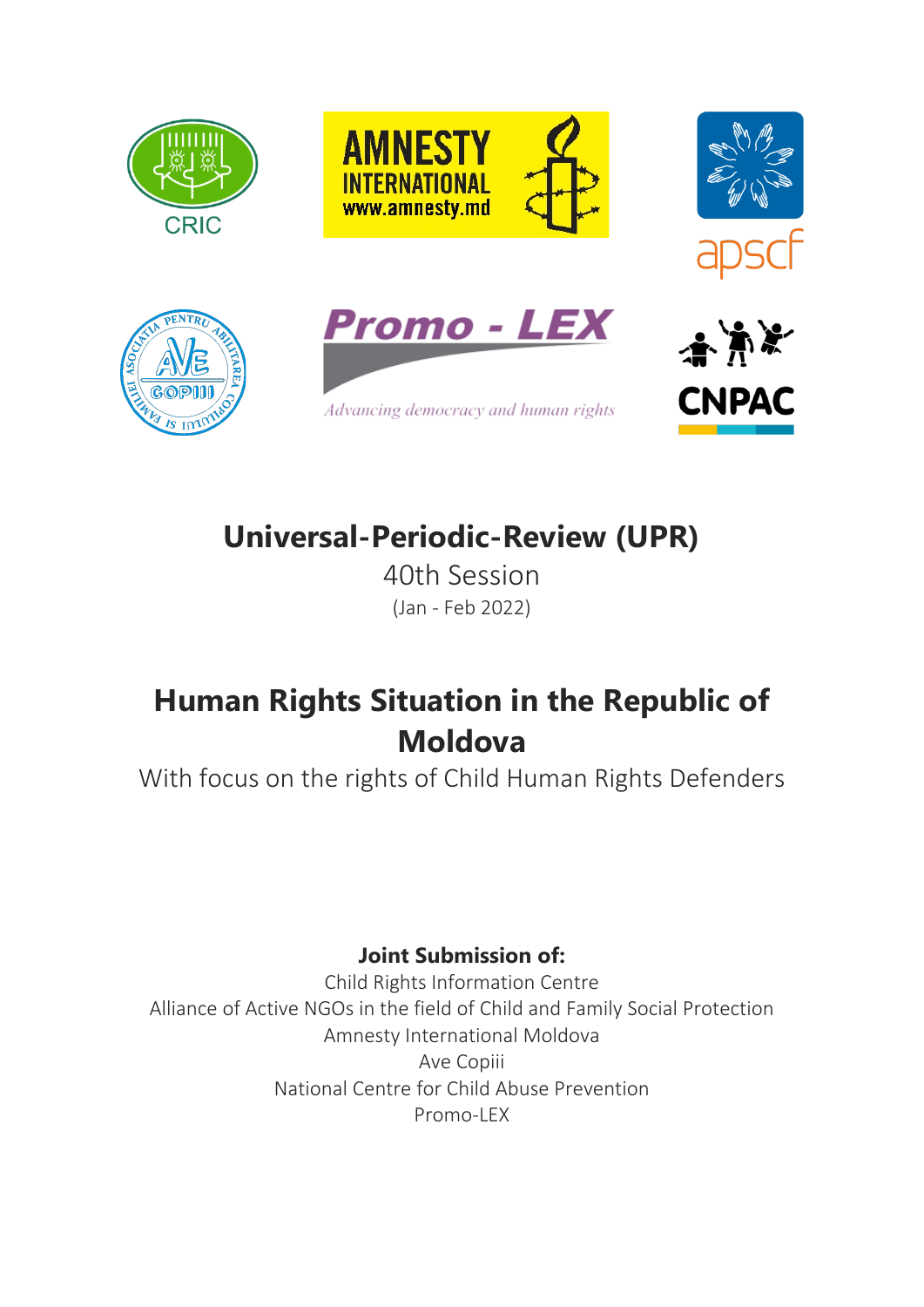# Universal-Periodic-Review (UPR)

40th Session

(Jan - Feb 2022)

# Human Rights Situation in the Republic of Moldova

With focus on the rights of Child Human Rights Defenders

**Joint Submission of:**

Child Rights Information Centre
Alliance of Active NGOs in the field of Child and Family Social Protection
Amnesty International Moldova
Ave Copiii
National Centre for Child Abuse Prevention
Promo-LEX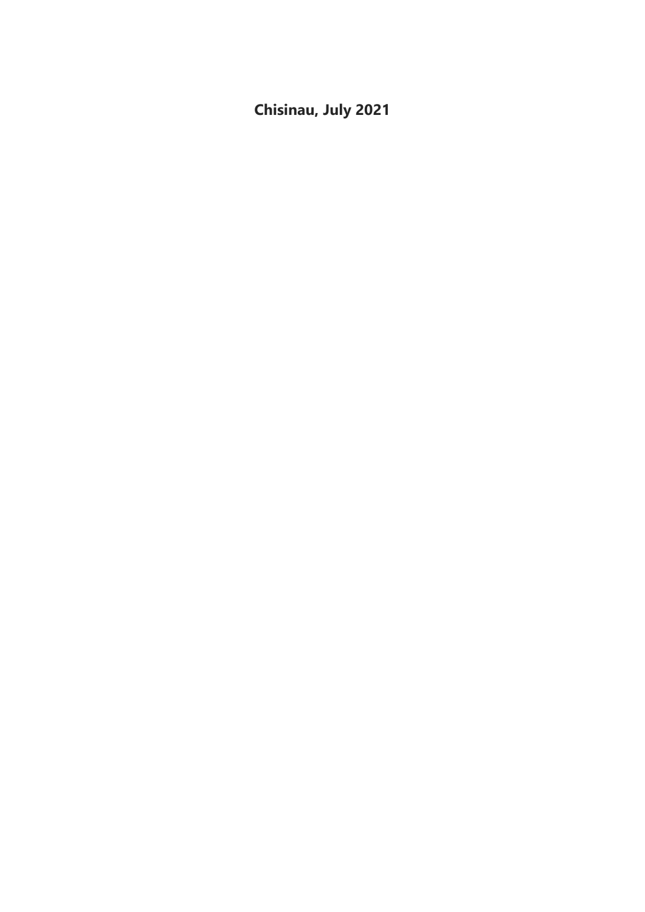**Chisinau, July 2021**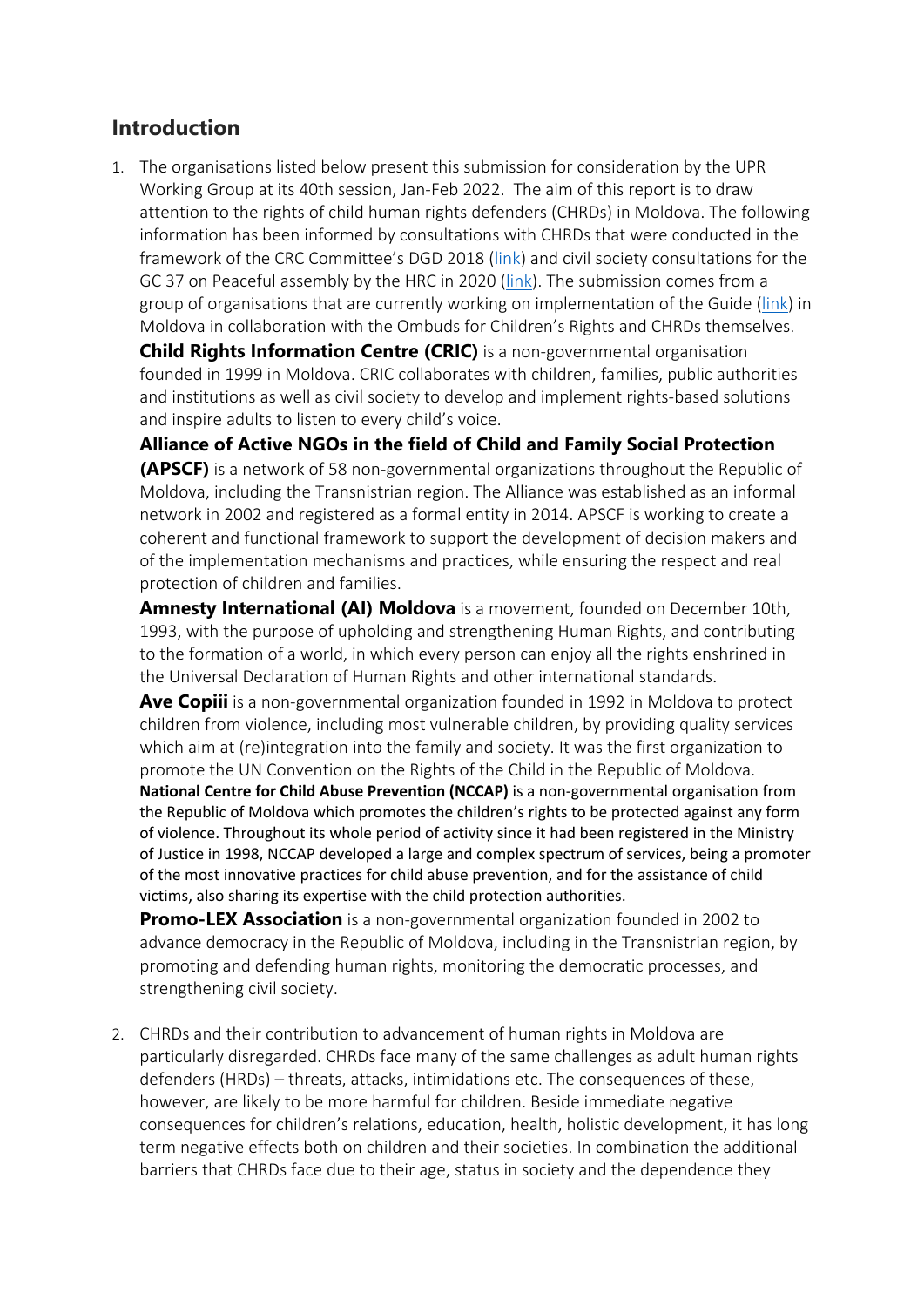## Introduction

1. The organisations listed below present this submission for consideration by the UPR Working Group at its 40th session, Jan-Feb 2022. The aim of this report is to draw attention to the rights of child human rights defenders (CHRDs) in Moldova. The following information has been informed by consultations with CHRDs that were conducted in the framework of the CRC Committee's DGD 2018 (link) and civil society consultations for the GC 37 on Peaceful assembly by the HRC in 2020 (link). The submission comes from a group of organisations that are currently working on implementation of the Guide (link) in Moldova in collaboration with the Ombuds for Children's Rights and CHRDs themselves.

   **Child Rights Information Centre (CRIC)** is a non-governmental organisation founded in 1999 in Moldova. CRIC collaborates with children, families, public authorities and institutions as well as civil society to develop and implement rights-based solutions and inspire adults to listen to every child's voice.

   **Alliance of Active NGOs in the field of Child and Family Social Protection (APSCF)** is a network of 58 non-governmental organizations throughout the Republic of Moldova, including the Transnistrian region. The Alliance was established as an informal network in 2002 and registered as a formal entity in 2014. APSCF is working to create a coherent and functional framework to support the development of decision makers and of the implementation mechanisms and practices, while ensuring the respect and real protection of children and families.

   **Amnesty International (AI) Moldova** is a movement, founded on December 10th, 1993, with the purpose of upholding and strengthening Human Rights, and contributing to the formation of a world, in which every person can enjoy all the rights enshrined in the Universal Declaration of Human Rights and other international standards.

   **Ave Copiii** is a non-governmental organization founded in 1992 in Moldova to protect children from violence, including most vulnerable children, by providing quality services which aim at (re)integration into the family and society. It was the first organization to promote the UN Convention on the Rights of the Child in the Republic of Moldova.

   **National Centre for Child Abuse Prevention (NCCAP)** is a non-governmental organisation from the Republic of Moldova which promotes the children's rights to be protected against any form of violence. Throughout its whole period of activity since it had been registered in the Ministry of Justice in 1998, NCCAP developed a large and complex spectrum of services, being a promoter of the most innovative practices for child abuse prevention, and for the assistance of child victims, also sharing its expertise with the child protection authorities.

   **Promo-LEX Association** is a non-governmental organization founded in 2002 to advance democracy in the Republic of Moldova, including in the Transnistrian region, by promoting and defending human rights, monitoring the democratic processes, and strengthening civil society.

2. CHRDs and their contribution to advancement of human rights in Moldova are particularly disregarded. CHRDs face many of the same challenges as adult human rights defenders (HRDs) – threats, attacks, intimidations etc. The consequences of these, however, are likely to be more harmful for children. Beside immediate negative consequences for children's relations, education, health, holistic development, it has long term negative effects both on children and their societies. In combination the additional barriers that CHRDs face due to their age, status in society and the dependence they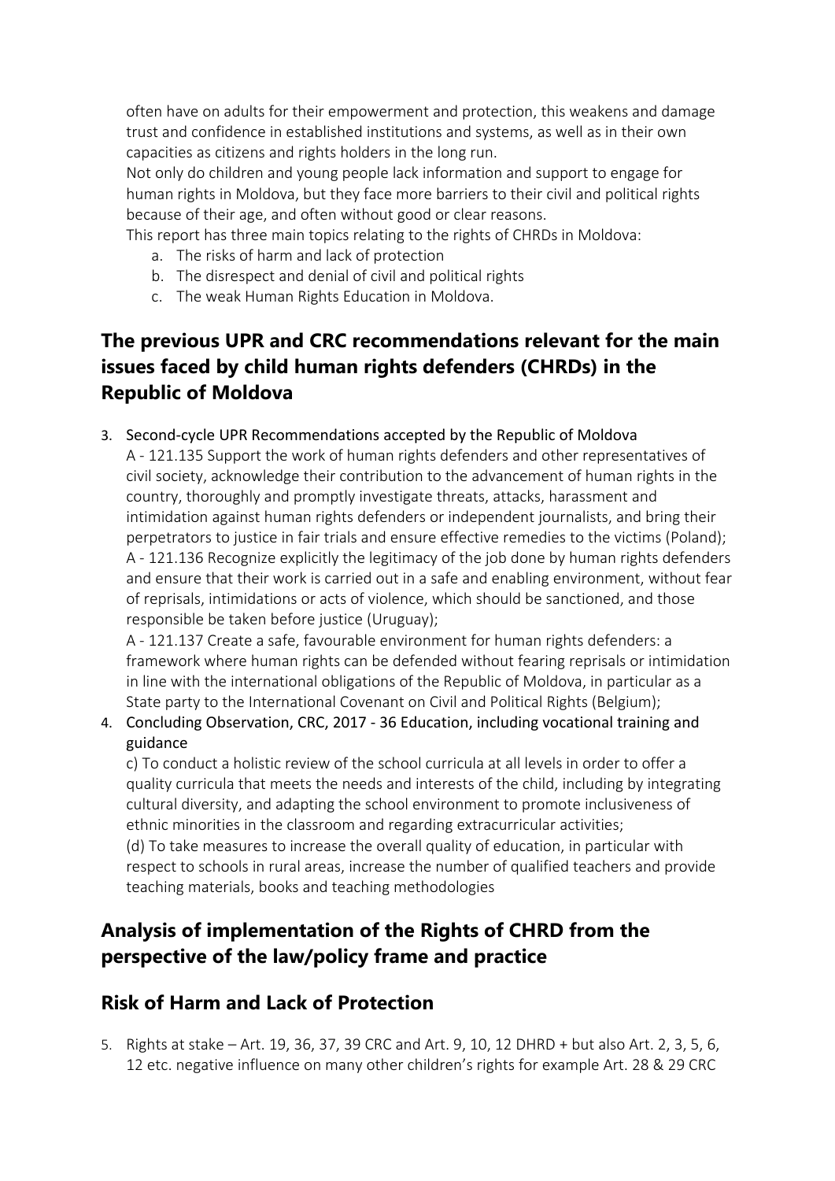often have on adults for their empowerment and protection, this weakens and damage trust and confidence in established institutions and systems, as well as in their own capacities as citizens and rights holders in the long run.

Not only do children and young people lack information and support to engage for human rights in Moldova, but they face more barriers to their civil and political rights because of their age, and often without good or clear reasons.

This report has three main topics relating to the rights of CHRDs in Moldova:

a. The risks of harm and lack of protection
b. The disrespect and denial of civil and political rights
c. The weak Human Rights Education in Moldova.

## The previous UPR and CRC recommendations relevant for the main issues faced by child human rights defenders (CHRDs) in the Republic of Moldova

3. Second-cycle UPR Recommendations accepted by the Republic of Moldova

   A - 121.135 Support the work of human rights defenders and other representatives of civil society, acknowledge their contribution to the advancement of human rights in the country, thoroughly and promptly investigate threats, attacks, harassment and intimidation against human rights defenders or independent journalists, and bring their perpetrators to justice in fair trials and ensure effective remedies to the victims (Poland);

   A - 121.136 Recognize explicitly the legitimacy of the job done by human rights defenders and ensure that their work is carried out in a safe and enabling environment, without fear of reprisals, intimidations or acts of violence, which should be sanctioned, and those responsible be taken before justice (Uruguay);

   A - 121.137 Create a safe, favourable environment for human rights defenders: a framework where human rights can be defended without fearing reprisals or intimidation in line with the international obligations of the Republic of Moldova, in particular as a State party to the International Covenant on Civil and Political Rights (Belgium);

4. Concluding Observation, CRC, 2017 - 36 Education, including vocational training and guidance

   c) To conduct a holistic review of the school curricula at all levels in order to offer a quality curricula that meets the needs and interests of the child, including by integrating cultural diversity, and adapting the school environment to promote inclusiveness of ethnic minorities in the classroom and regarding extracurricular activities;

   (d) To take measures to increase the overall quality of education, in particular with respect to schools in rural areas, increase the number of qualified teachers and provide teaching materials, books and teaching methodologies

## Analysis of implementation of the Rights of CHRD from the perspective of the law/policy frame and practice

## Risk of Harm and Lack of Protection

5. Rights at stake – Art. 19, 36, 37, 39 CRC and Art. 9, 10, 12 DHRD + but also Art. 2, 3, 5, 6, 12 etc. negative influence on many other children's rights for example Art. 28 & 29 CRC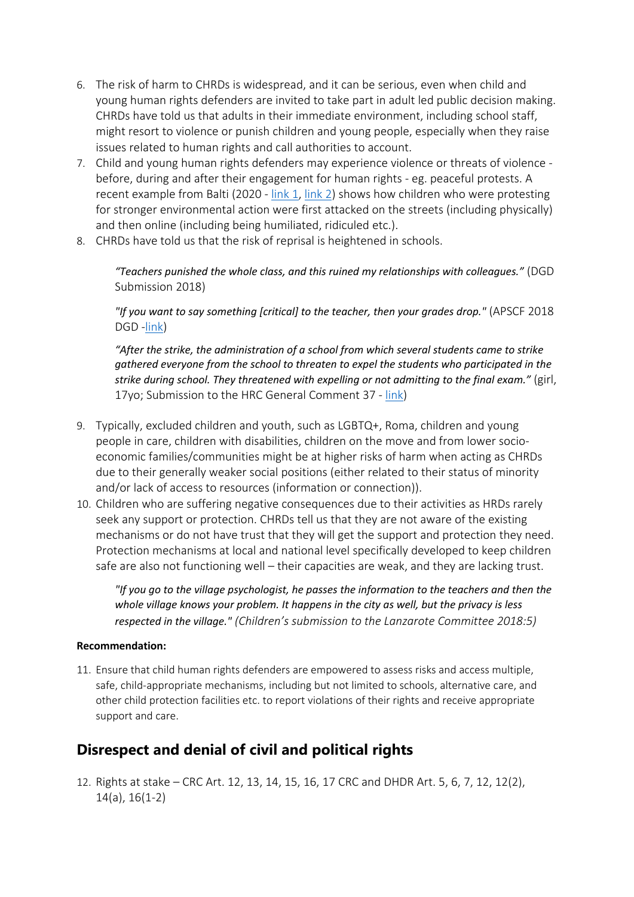6. The risk of harm to CHRDs is widespread, and it can be serious, even when child and young human rights defenders are invited to take part in adult led public decision making. CHRDs have told us that adults in their immediate environment, including school staff, might resort to violence or punish children and young people, especially when they raise issues related to human rights and call authorities to account.
7. Child and young human rights defenders may experience violence or threats of violence - before, during and after their engagement for human rights - eg. peaceful protests. A recent example from Balti (2020 - link 1, link 2) shows how children who were protesting for stronger environmental action were first attacked on the streets (including physically) and then online (including being humiliated, ridiculed etc.).
8. CHRDs have told us that the risk of reprisal is heightened in schools.

   *"Teachers punished the whole class, and this ruined my relationships with colleagues."* (DGD Submission 2018)

   *"If you want to say something [critical] to the teacher, then your grades drop."* (APSCF 2018 DGD -link)

   ***"After the strike, the administration of a school from which several students came to strike gathered everyone from the school to threaten to expel the students who participated in the strike during school. They threatened with expelling or not admitting to the final exam."*** (girl, 17yo; Submission to the HRC General Comment 37 - link)

9. Typically, excluded children and youth, such as LGBTQ+, Roma, children and young people in care, children with disabilities, children on the move and from lower socio-economic families/communities might be at higher risks of harm when acting as CHRDs due to their generally weaker social positions (either related to their status of minority and/or lack of access to resources (information or connection)).
10. Children who are suffering negative consequences due to their activities as HRDs rarely seek any support or protection. CHRDs tell us that they are not aware of the existing mechanisms or do not have trust that they will get the support and protection they need. Protection mechanisms at local and national level specifically developed to keep children safe are also not functioning well – their capacities are weak, and they are lacking trust.

    *"If you go to the village psychologist, he passes the information to the teachers and then the whole village knows your problem. It happens in the city as well, but the privacy is less respected in the village." (Children's submission to the Lanzarote Committee 2018:5)*

**Recommendation:**

11. Ensure that child human rights defenders are empowered to assess risks and access multiple, safe, child-appropriate mechanisms, including but not limited to schools, alternative care, and other child protection facilities etc. to report violations of their rights and receive appropriate support and care.

## Disrespect and denial of civil and political rights

12. Rights at stake – CRC Art. 12, 13, 14, 15, 16, 17 CRC and DHDR Art. 5, 6, 7, 12, 12(2), 14(a), 16(1-2)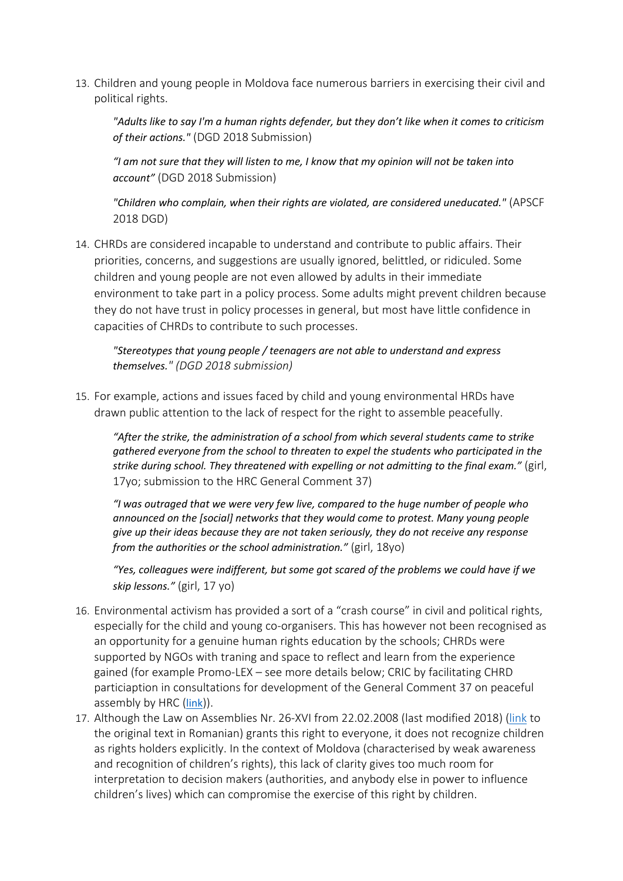13. Children and young people in Moldova face numerous barriers in exercising their civil and political rights.

    *"Adults like to say I'm a human rights defender, but they don't like when it comes to criticism of their actions."* (DGD 2018 Submission)

    *"I am not sure that they will listen to me, I know that my opinion will not be taken into account"* (DGD 2018 Submission)

    *"Children who complain, when their rights are violated, are considered uneducated."* (APSCF 2018 DGD)

14. CHRDs are considered incapable to understand and contribute to public affairs. Their priorities, concerns, and suggestions are usually ignored, belittled, or ridiculed. Some children and young people are not even allowed by adults in their immediate environment to take part in a policy process. Some adults might prevent children because they do not have trust in policy processes in general, but most have little confidence in capacities of CHRDs to contribute to such processes.

    *"Stereotypes that young people / teenagers are not able to understand and express themselves." (DGD 2018 submission)*

15. For example, actions and issues faced by child and young environmental HRDs have drawn public attention to the lack of respect for the right to assemble peacefully.

    *"After the strike, the administration of a school from which several students came to strike gathered everyone from the school to threaten to expel the students who participated in the strike during school. They threatened with expelling or not admitting to the final exam."* (girl, 17yo; submission to the HRC General Comment 37)

    *"I was outraged that we were very few live, compared to the huge number of people who announced on the [social] networks that they would come to protest. Many young people give up their ideas because they are not taken seriously, they do not receive any response from the authorities or the school administration."* (girl, 18yo)

    *"Yes, colleagues were indifferent, but some got scared of the problems we could have if we skip lessons."* (girl, 17 yo)

16. Environmental activism has provided a sort of a "crash course" in civil and political rights, especially for the child and young co-organisers. This has however not been recognised as an opportunity for a genuine human rights education by the schools; CHRDs were supported by NGOs with traning and space to reflect and learn from the experience gained (for example Promo-LEX – see more details below; CRIC by facilitating CHRD particiaption in consultations for development of the General Comment 37 on peaceful assembly by HRC (link)).
17. Although the Law on Assemblies Nr. 26-XVI from 22.02.2008 (last modified 2018) (link to the original text in Romanian) grants this right to everyone, it does not recognize children as rights holders explicitly. In the context of Moldova (characterised by weak awareness and recognition of children's rights), this lack of clarity gives too much room for interpretation to decision makers (authorities, and anybody else in power to influence children's lives) which can compromise the exercise of this right by children.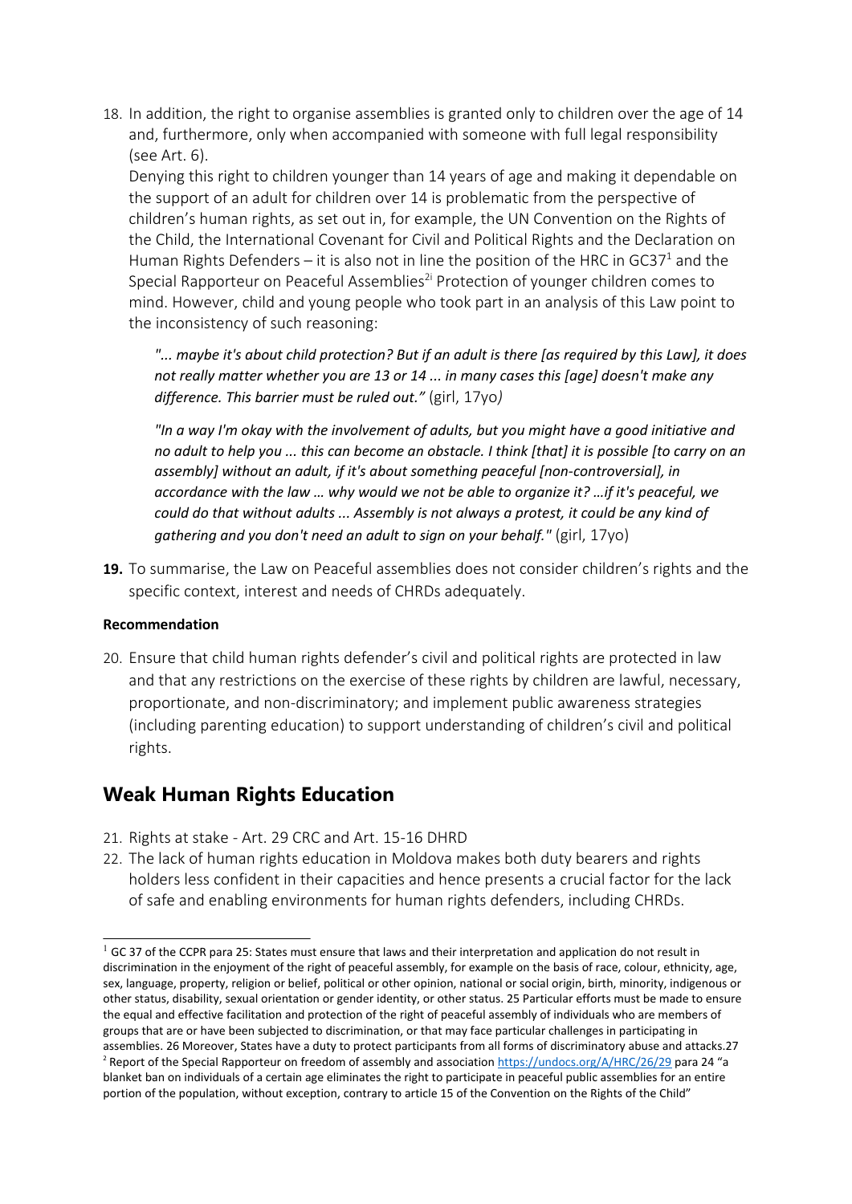18. In addition, the right to organise assemblies is granted only to children over the age of 14 and, furthermore, only when accompanied with someone with full legal responsibility (see Art. 6).
    Denying this right to children younger than 14 years of age and making it dependable on the support of an adult for children over 14 is problematic from the perspective of children's human rights, as set out in, for example, the UN Convention on the Rights of the Child, the International Covenant for Civil and Political Rights and the Declaration on Human Rights Defenders – it is also not in line the position of the HRC in GC37[1] and the Special Rapporteur on Peaceful Assemblies[2i] Protection of younger children comes to mind. However, child and young people who took part in an analysis of this Law point to the inconsistency of such reasoning:

    *"... maybe it's about child protection? But if an adult is there [as required by this Law], it does not really matter whether you are 13 or 14 ... in many cases this [age] doesn't make any difference. This barrier must be ruled out."* (girl, 17yo*)*

    *"In a way I'm okay with the involvement of adults, but you might have a good initiative and no adult to help you ... this can become an obstacle. I think [that] it is possible [to carry on an assembly] without an adult, if it's about something peaceful [non-controversial], in accordance with the law … why would we not be able to organize it? …if it's peaceful, we could do that without adults ... Assembly is not always a protest, it could be any kind of gathering and you don't need an adult to sign on your behalf."* (girl, 17yo)

**19.** To summarise, the Law on Peaceful assemblies does not consider children's rights and the specific context, interest and needs of CHRDs adequately.

**Recommendation**

20. Ensure that child human rights defender's civil and political rights are protected in law and that any restrictions on the exercise of these rights by children are lawful, necessary, proportionate, and non-discriminatory; and implement public awareness strategies (including parenting education) to support understanding of children's civil and political rights.

## Weak Human Rights Education

21. Rights at stake - Art. 29 CRC and Art. 15-16 DHRD
22. The lack of human rights education in Moldova makes both duty bearers and rights holders less confident in their capacities and hence presents a crucial factor for the lack of safe and enabling environments for human rights defenders, including CHRDs.

---

[1] GC 37 of the CCPR para 25: States must ensure that laws and their interpretation and application do not result in discrimination in the enjoyment of the right of peaceful assembly, for example on the basis of race, colour, ethnicity, age, sex, language, property, religion or belief, political or other opinion, national or social origin, birth, minority, indigenous or other status, disability, sexual orientation or gender identity, or other status. 25 Particular efforts must be made to ensure the equal and effective facilitation and protection of the right of peaceful assembly of individuals who are members of groups that are or have been subjected to discrimination, or that may face particular challenges in participating in assemblies. 26 Moreover, States have a duty to protect participants from all forms of discriminatory abuse and attacks.27

[2] Report of the Special Rapporteur on freedom of assembly and association https://undocs.org/A/HRC/26/29 para 24 "a blanket ban on individuals of a certain age eliminates the right to participate in peaceful public assemblies for an entire portion of the population, without exception, contrary to article 15 of the Convention on the Rights of the Child"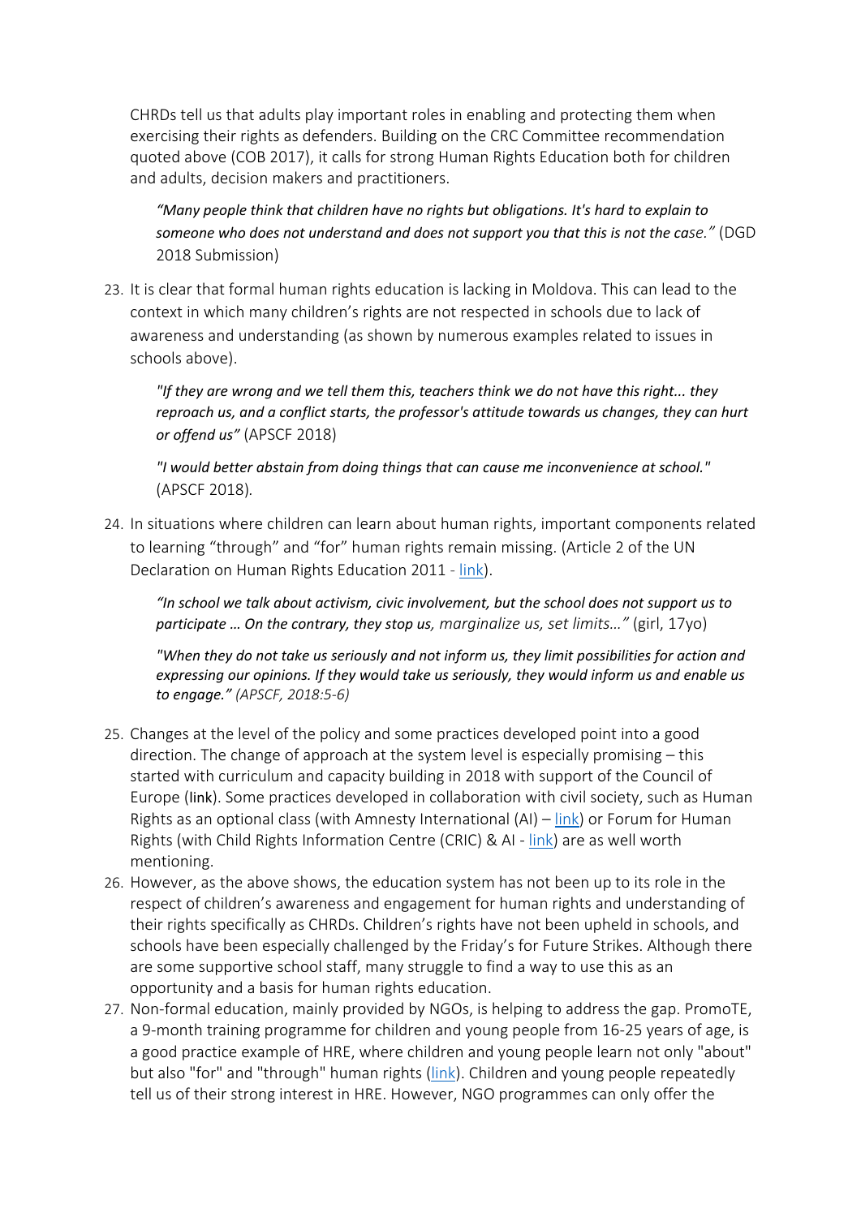CHRDs tell us that adults play important roles in enabling and protecting them when exercising their rights as defenders. Building on the CRC Committee recommendation quoted above (COB 2017), it calls for strong Human Rights Education both for children and adults, decision makers and practitioners.

> *"Many people think that children have no rights but obligations. It's hard to explain to someone who does not understand and does not support you that this is not the case."* (DGD 2018 Submission)

23. It is clear that formal human rights education is lacking in Moldova. This can lead to the context in which many children's rights are not respected in schools due to lack of awareness and understanding (as shown by numerous examples related to issues in schools above).

> *"If they are wrong and we tell them this, teachers think we do not have this right... they reproach us, and a conflict starts, the professor's attitude towards us changes, they can hurt or offend us"* (APSCF 2018)
>
> *"I would better abstain from doing things that can cause me inconvenience at school."* (APSCF 2018).

24. In situations where children can learn about human rights, important components related to learning "through" and "for" human rights remain missing. (Article 2 of the UN Declaration on Human Rights Education 2011 - link).

> *"In school we talk about activism, civic involvement, but the school does not support us to participate … On the contrary, they stop us, marginalize us, set limits…"* (girl, 17yo)
>
> *"When they do not take us seriously and not inform us, they limit possibilities for action and expressing our opinions. If they would take us seriously, they would inform us and enable us to engage." (APSCF, 2018:5-6)*

25. Changes at the level of the policy and some practices developed point into a good direction. The change of approach at the system level is especially promising – this started with curriculum and capacity building in 2018 with support of the Council of Europe (link). Some practices developed in collaboration with civil society, such as Human Rights as an optional class (with Amnesty International (AI) – link) or Forum for Human Rights (with Child Rights Information Centre (CRIC) & AI - link) are as well worth mentioning.
26. However, as the above shows, the education system has not been up to its role in the respect of children's awareness and engagement for human rights and understanding of their rights specifically as CHRDs. Children's rights have not been upheld in schools, and schools have been especially challenged by the Friday's for Future Strikes. Although there are some supportive school staff, many struggle to find a way to use this as an opportunity and a basis for human rights education.
27. Non-formal education, mainly provided by NGOs, is helping to address the gap. PromoTE, a 9-month training programme for children and young people from 16-25 years of age, is a good practice example of HRE, where children and young people learn not only "about" but also "for" and "through" human rights (link). Children and young people repeatedly tell us of their strong interest in HRE. However, NGO programmes can only offer the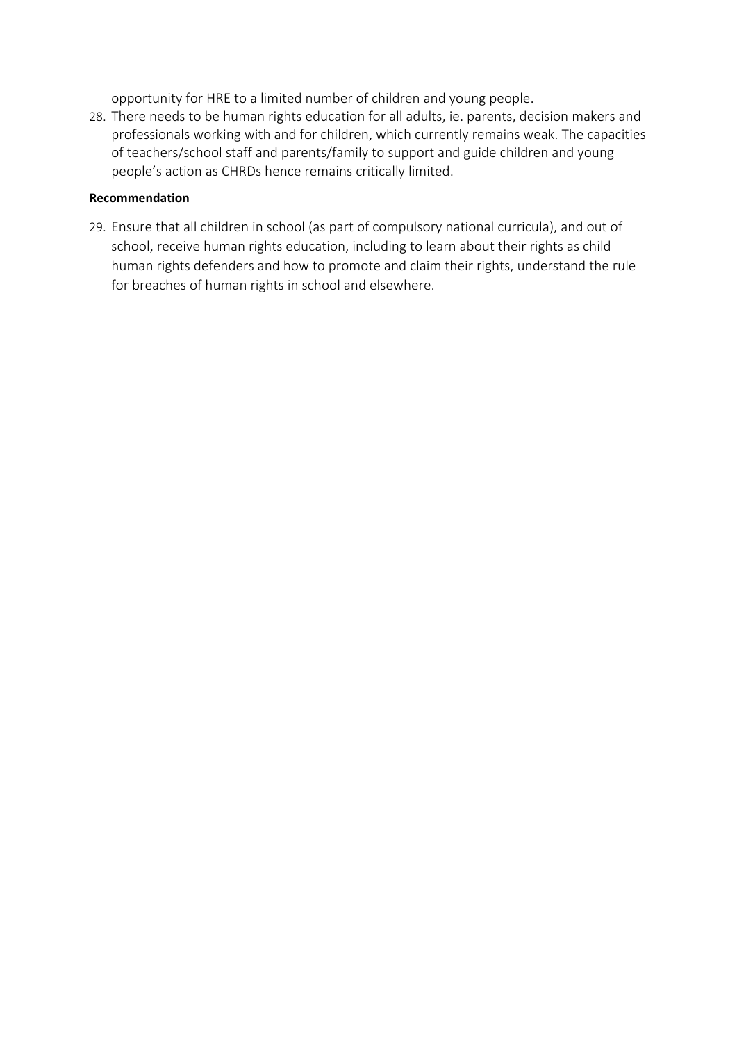opportunity for HRE to a limited number of children and young people.

28. There needs to be human rights education for all adults, ie. parents, decision makers and professionals working with and for children, which currently remains weak. The capacities of teachers/school staff and parents/family to support and guide children and young people's action as CHRDs hence remains critically limited.

**Recommendation**

29. Ensure that all children in school (as part of compulsory national curricula), and out of school, receive human rights education, including to learn about their rights as child human rights defenders and how to promote and claim their rights, understand the rule for breaches of human rights in school and elsewhere.